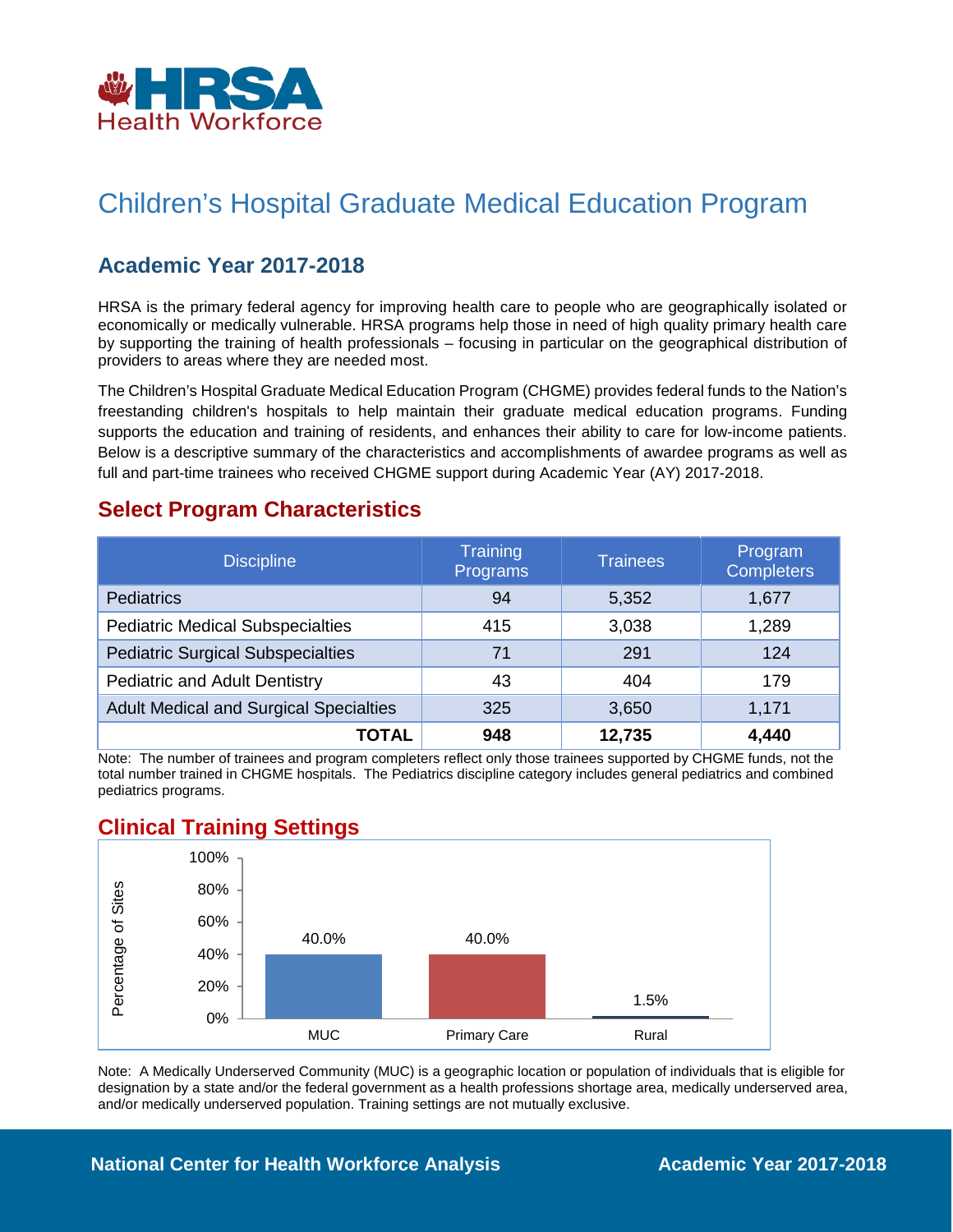HRSA Health Workforce

# Children's Hospital Graduate Medical Education Program

## Academic Year 2017-2018

HRSA is the primary federal agency for improving health care to people who are geographically isolated or economically or medically vulnerable. HRSA programs help those in need of high quality primary health care by supporting the training of health professionals – focusing in particular on the geographical distribution of providers to areas where they are needed most.

The Children's Hospital Graduate Medical Education Program (CHGME) provides federal funds to the Nation's freestanding children's hospitals to help maintain their graduate medical education programs. Funding supports the education and training of residents, and enhances their ability to care for low-income patients. Below is a descriptive summary of the characteristics and accomplishments of awardee programs as well as full and part-time trainees who received CHGME support during Academic Year (AY) 2017-2018.

## Select Program Characteristics

| Discipline | Training Programs | Trainees | Program Completers |
|---|---|---|---|
| Pediatrics | 94 | 5,352 | 1,677 |
| Pediatric Medical Subspecialties | 415 | 3,038 | 1,289 |
| Pediatric Surgical Subspecialties | 71 | 291 | 124 |
| Pediatric and Adult Dentistry | 43 | 404 | 179 |
| Adult Medical and Surgical Specialties | 325 | 3,650 | 1,171 |
| **TOTAL** | **948** | **12,735** | **4,440** |

Note: The number of trainees and program completers reflect only those trainees supported by CHGME funds, not the total number trained in CHGME hospitals. The Pediatrics discipline category includes general pediatrics and combined pediatrics programs.

## Clinical Training Settings

| Setting | Percentage of Sites |
|---|---|
| MUC | 40.0% |
| Primary Care | 40.0% |
| Rural | 1.5% |

Note: A Medically Underserved Community (MUC) is a geographic location or population of individuals that is eligible for designation by a state and/or the federal government as a health professions shortage area, medically underserved area, and/or medically underserved population. Training settings are not mutually exclusive.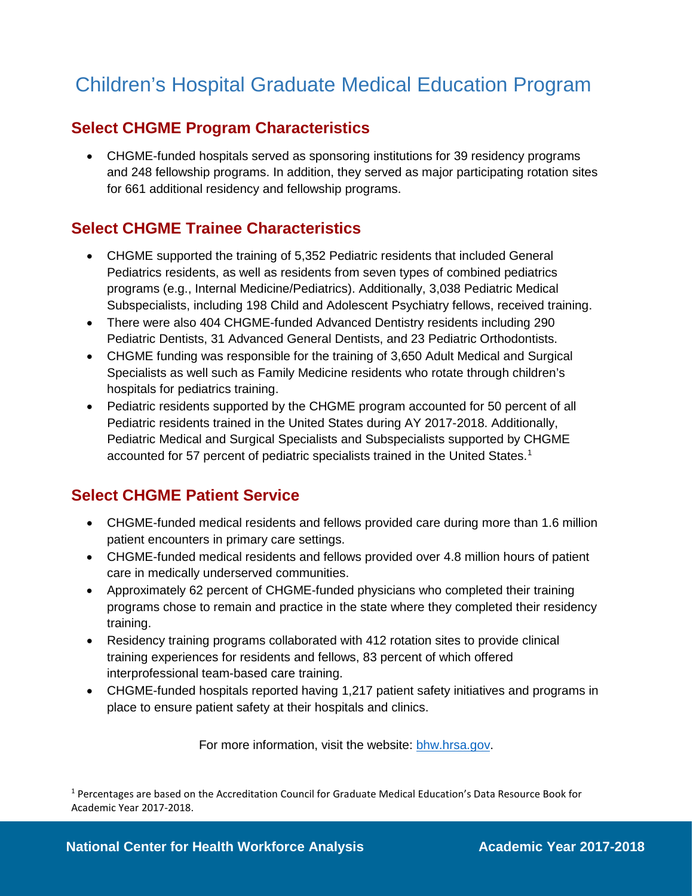# Children's Hospital Graduate Medical Education Program

## Select CHGME Program Characteristics

- CHGME-funded hospitals served as sponsoring institutions for 39 residency programs and 248 fellowship programs. In addition, they served as major participating rotation sites for 661 additional residency and fellowship programs.

## Select CHGME Trainee Characteristics

- CHGME supported the training of 5,352 Pediatric residents that included General Pediatrics residents, as well as residents from seven types of combined pediatrics programs (e.g., Internal Medicine/Pediatrics). Additionally, 3,038 Pediatric Medical Subspecialists, including 198 Child and Adolescent Psychiatry fellows, received training.
- There were also 404 CHGME-funded Advanced Dentistry residents including 290 Pediatric Dentists, 31 Advanced General Dentists, and 23 Pediatric Orthodontists.
- CHGME funding was responsible for the training of 3,650 Adult Medical and Surgical Specialists as well such as Family Medicine residents who rotate through children's hospitals for pediatrics training.
- Pediatric residents supported by the CHGME program accounted for 50 percent of all Pediatric residents trained in the United States during AY 2017-2018. Additionally, Pediatric Medical and Surgical Specialists and Subspecialists supported by CHGME accounted for 57 percent of pediatric specialists trained in the United States.[1]

## Select CHGME Patient Service

- CHGME-funded medical residents and fellows provided care during more than 1.6 million patient encounters in primary care settings.
- CHGME-funded medical residents and fellows provided over 4.8 million hours of patient care in medically underserved communities.
- Approximately 62 percent of CHGME-funded physicians who completed their training programs chose to remain and practice in the state where they completed their residency training.
- Residency training programs collaborated with 412 rotation sites to provide clinical training experiences for residents and fellows, 83 percent of which offered interprofessional team-based care training.
- CHGME-funded hospitals reported having 1,217 patient safety initiatives and programs in place to ensure patient safety at their hospitals and clinics.

For more information, visit the website: [bhw.hrsa.gov](https://bhw.hrsa.gov).

[1] Percentages are based on the Accreditation Council for Graduate Medical Education's Data Resource Book for Academic Year 2017-2018.